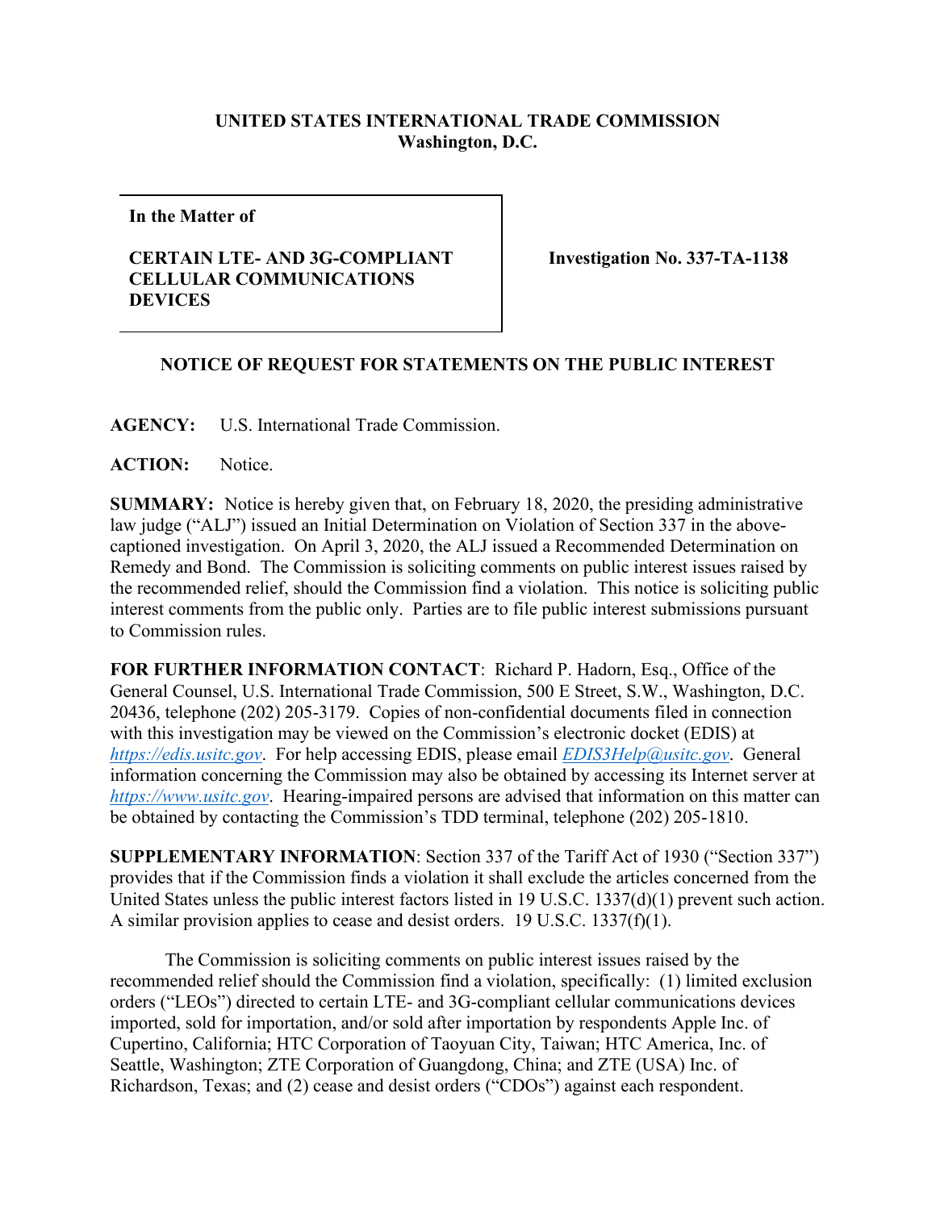**UNITED STATES INTERNATIONAL TRADE COMMISSION**
**Washington, D.C.**

| **In the Matter of**<br><br>**CERTAIN LTE- AND 3G-COMPLIANT CELLULAR COMMUNICATIONS DEVICES** | **Investigation No. 337-TA-1138** |
|---|---|

## NOTICE OF REQUEST FOR STATEMENTS ON THE PUBLIC INTEREST

**AGENCY:** U.S. International Trade Commission.

**ACTION:** Notice.

**SUMMARY:** Notice is hereby given that, on February 18, 2020, the presiding administrative law judge ("ALJ") issued an Initial Determination on Violation of Section 337 in the above-captioned investigation. On April 3, 2020, the ALJ issued a Recommended Determination on Remedy and Bond. The Commission is soliciting comments on public interest issues raised by the recommended relief, should the Commission find a violation. This notice is soliciting public interest comments from the public only. Parties are to file public interest submissions pursuant to Commission rules.

**FOR FURTHER INFORMATION CONTACT**: Richard P. Hadorn, Esq., Office of the General Counsel, U.S. International Trade Commission, 500 E Street, S.W., Washington, D.C. 20436, telephone (202) 205-3179. Copies of non-confidential documents filed in connection with this investigation may be viewed on the Commission's electronic docket (EDIS) at *https://edis.usitc.gov*. For help accessing EDIS, please email *EDIS3Help@usitc.gov*. General information concerning the Commission may also be obtained by accessing its Internet server at *https://www.usitc.gov*. Hearing-impaired persons are advised that information on this matter can be obtained by contacting the Commission's TDD terminal, telephone (202) 205-1810.

**SUPPLEMENTARY INFORMATION**: Section 337 of the Tariff Act of 1930 ("Section 337") provides that if the Commission finds a violation it shall exclude the articles concerned from the United States unless the public interest factors listed in 19 U.S.C. 1337(d)(1) prevent such action. A similar provision applies to cease and desist orders. 19 U.S.C. 1337(f)(1).

The Commission is soliciting comments on public interest issues raised by the recommended relief should the Commission find a violation, specifically: (1) limited exclusion orders ("LEOs") directed to certain LTE- and 3G-compliant cellular communications devices imported, sold for importation, and/or sold after importation by respondents Apple Inc. of Cupertino, California; HTC Corporation of Taoyuan City, Taiwan; HTC America, Inc. of Seattle, Washington; ZTE Corporation of Guangdong, China; and ZTE (USA) Inc. of Richardson, Texas; and (2) cease and desist orders ("CDOs") against each respondent.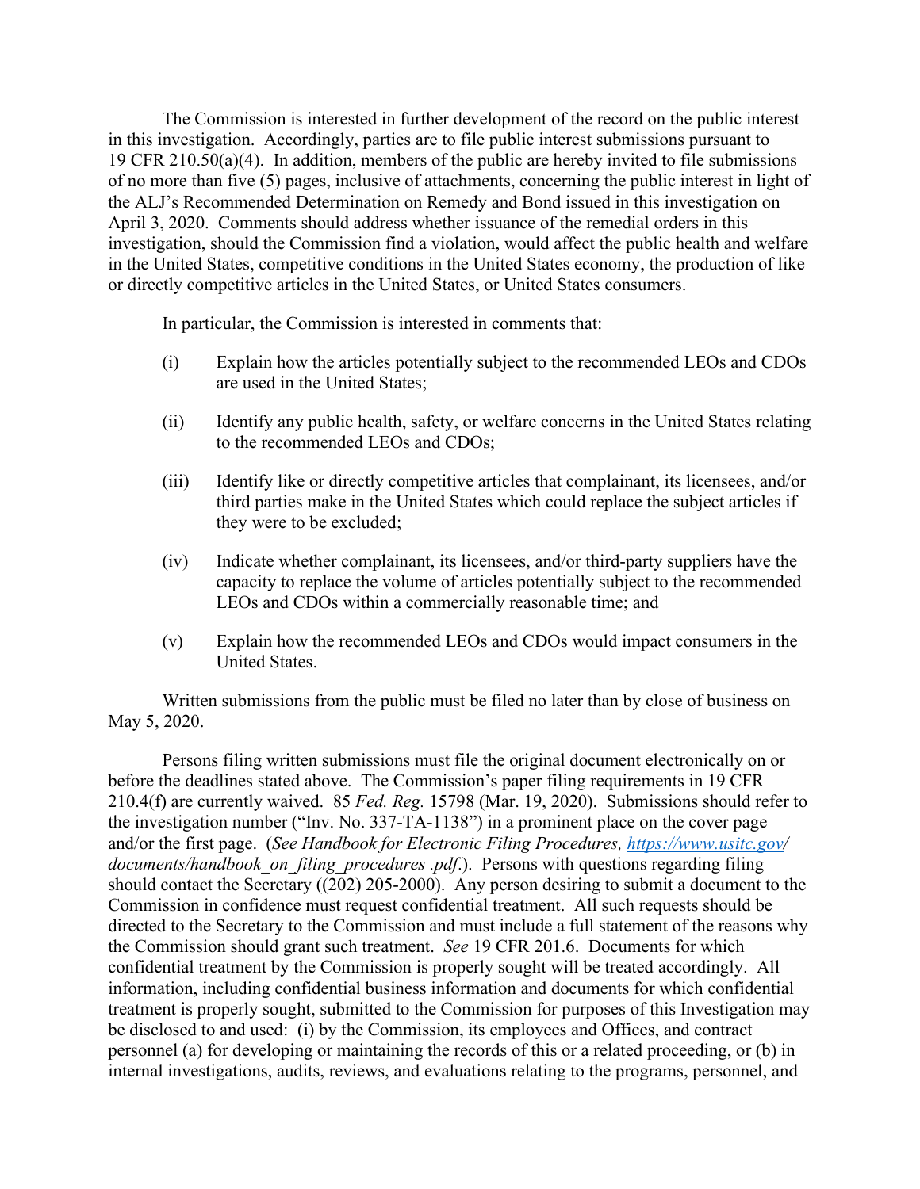The Commission is interested in further development of the record on the public interest in this investigation. Accordingly, parties are to file public interest submissions pursuant to 19 CFR 210.50(a)(4). In addition, members of the public are hereby invited to file submissions of no more than five (5) pages, inclusive of attachments, concerning the public interest in light of the ALJ's Recommended Determination on Remedy and Bond issued in this investigation on April 3, 2020. Comments should address whether issuance of the remedial orders in this investigation, should the Commission find a violation, would affect the public health and welfare in the United States, competitive conditions in the United States economy, the production of like or directly competitive articles in the United States, or United States consumers.

In particular, the Commission is interested in comments that:

(i) Explain how the articles potentially subject to the recommended LEOs and CDOs are used in the United States;

(ii) Identify any public health, safety, or welfare concerns in the United States relating to the recommended LEOs and CDOs;

(iii) Identify like or directly competitive articles that complainant, its licensees, and/or third parties make in the United States which could replace the subject articles if they were to be excluded;

(iv) Indicate whether complainant, its licensees, and/or third-party suppliers have the capacity to replace the volume of articles potentially subject to the recommended LEOs and CDOs within a commercially reasonable time; and

(v) Explain how the recommended LEOs and CDOs would impact consumers in the United States.

Written submissions from the public must be filed no later than by close of business on May 5, 2020.

Persons filing written submissions must file the original document electronically on or before the deadlines stated above. The Commission's paper filing requirements in 19 CFR 210.4(f) are currently waived. 85 *Fed. Reg.* 15798 (Mar. 19, 2020). Submissions should refer to the investigation number ("Inv. No. 337-TA-1138") in a prominent place on the cover page and/or the first page. (*See Handbook for Electronic Filing Procedures, https://www.usitc.gov/ documents/handbook_on_filing_procedures .pdf.*). Persons with questions regarding filing should contact the Secretary ((202) 205-2000). Any person desiring to submit a document to the Commission in confidence must request confidential treatment. All such requests should be directed to the Secretary to the Commission and must include a full statement of the reasons why the Commission should grant such treatment. *See* 19 CFR 201.6. Documents for which confidential treatment by the Commission is properly sought will be treated accordingly. All information, including confidential business information and documents for which confidential treatment is properly sought, submitted to the Commission for purposes of this Investigation may be disclosed to and used: (i) by the Commission, its employees and Offices, and contract personnel (a) for developing or maintaining the records of this or a related proceeding, or (b) in internal investigations, audits, reviews, and evaluations relating to the programs, personnel, and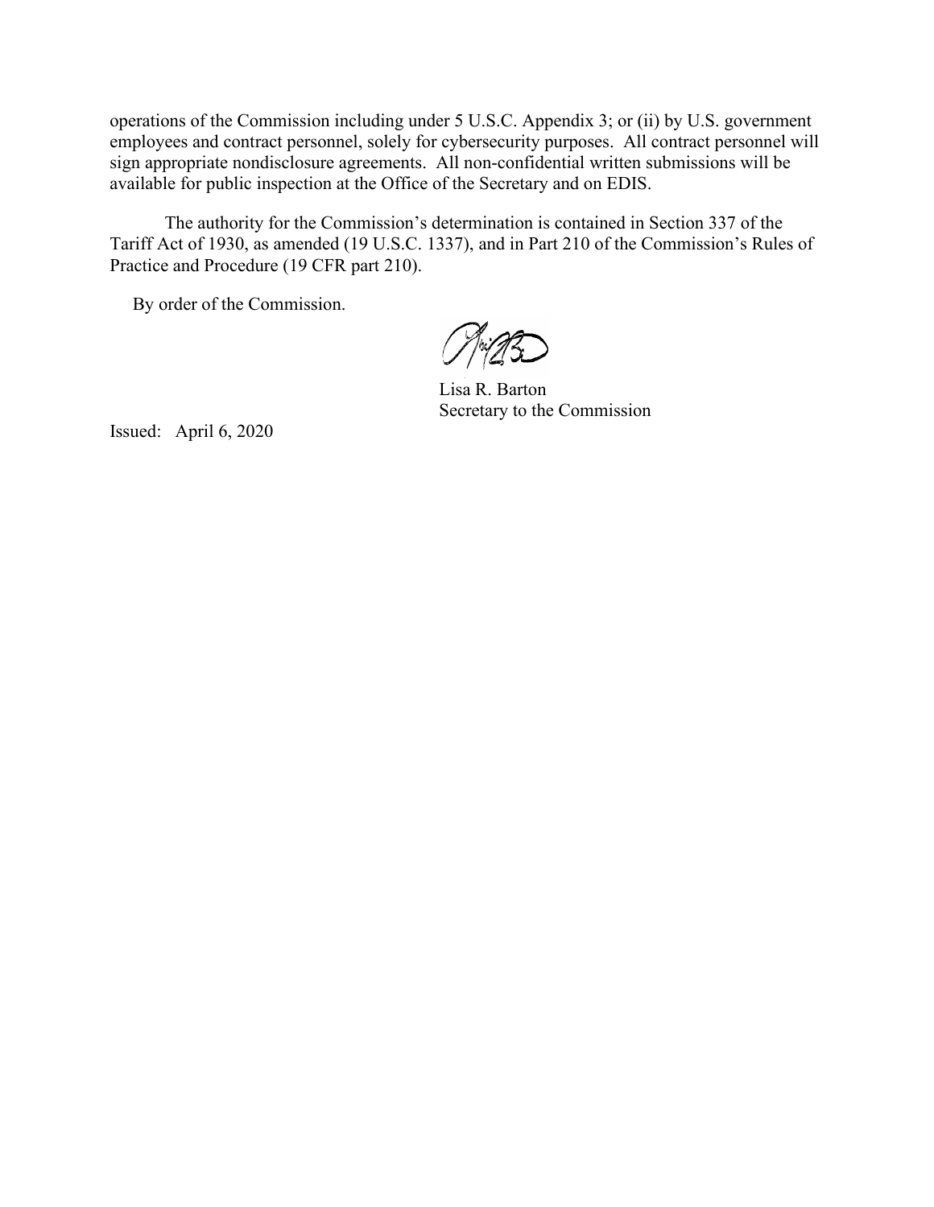operations of the Commission including under 5 U.S.C. Appendix 3; or (ii) by U.S. government employees and contract personnel, solely for cybersecurity purposes. All contract personnel will sign appropriate nondisclosure agreements. All non-confidential written submissions will be available for public inspection at the Office of the Secretary and on EDIS.

The authority for the Commission's determination is contained in Section 337 of the Tariff Act of 1930, as amended (19 U.S.C. 1337), and in Part 210 of the Commission's Rules of Practice and Procedure (19 CFR part 210).

By order of the Commission.

Lisa R. Barton
Secretary to the Commission

Issued: April 6, 2020